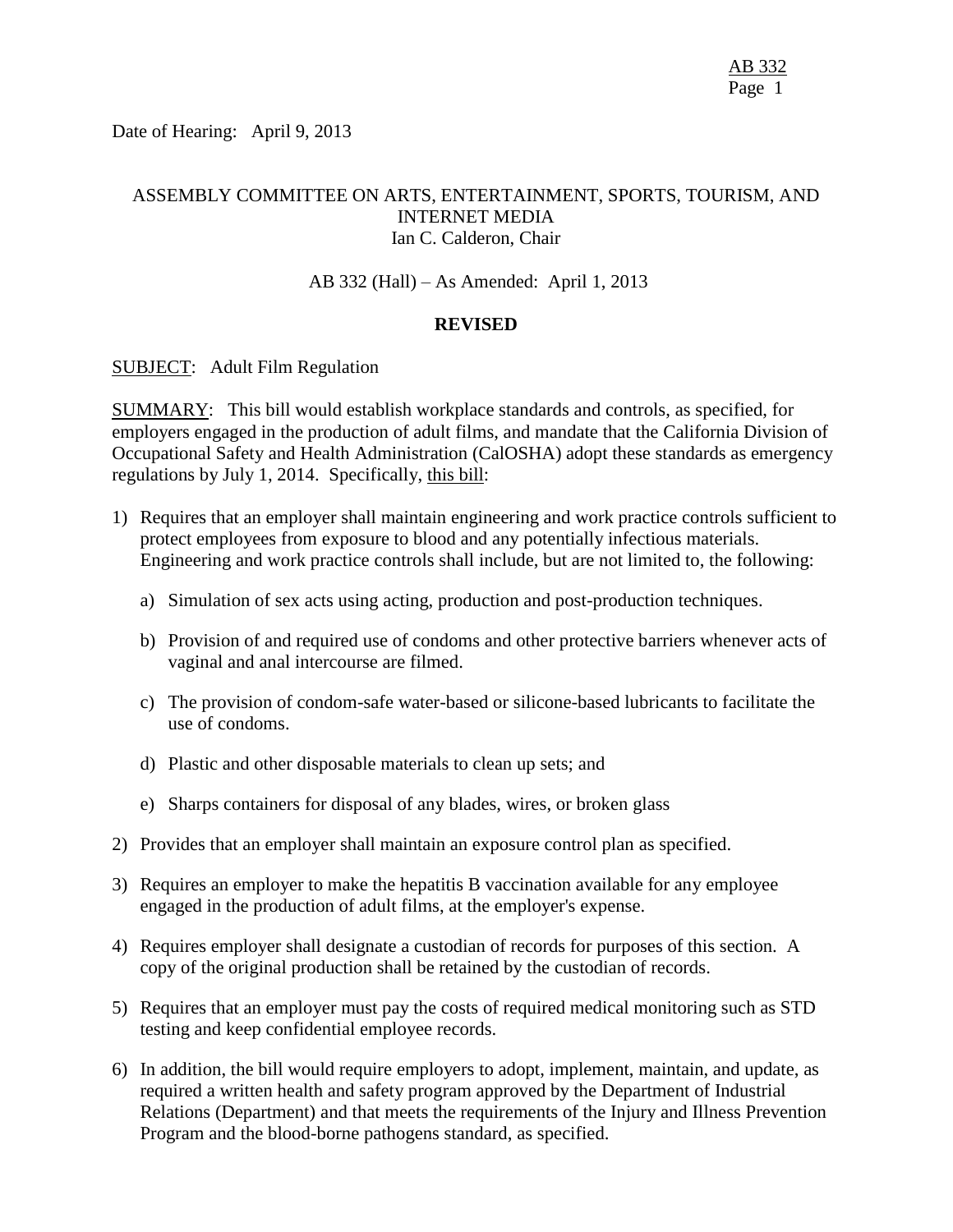Date of Hearing: April 9, 2013

ASSEMBLY COMMITTEE ON ARTS, ENTERTAINMENT, SPORTS, TOURISM, AND INTERNET MEDIA
Ian C. Calderon, Chair

AB 332 (Hall) – As Amended: April 1, 2013

**REVISED**

SUBJECT: Adult Film Regulation

SUMMARY: This bill would establish workplace standards and controls, as specified, for employers engaged in the production of adult films, and mandate that the California Division of Occupational Safety and Health Administration (CalOSHA) adopt these standards as emergency regulations by July 1, 2014. Specifically, this bill:

1) Requires that an employer shall maintain engineering and work practice controls sufficient to protect employees from exposure to blood and any potentially infectious materials. Engineering and work practice controls shall include, but are not limited to, the following:

   a) Simulation of sex acts using acting, production and post-production techniques.

   b) Provision of and required use of condoms and other protective barriers whenever acts of vaginal and anal intercourse are filmed.

   c) The provision of condom-safe water-based or silicone-based lubricants to facilitate the use of condoms.

   d) Plastic and other disposable materials to clean up sets; and

   e) Sharps containers for disposal of any blades, wires, or broken glass

2) Provides that an employer shall maintain an exposure control plan as specified.

3) Requires an employer to make the hepatitis B vaccination available for any employee engaged in the production of adult films, at the employer's expense.

4) Requires employer shall designate a custodian of records for purposes of this section. A copy of the original production shall be retained by the custodian of records.

5) Requires that an employer must pay the costs of required medical monitoring such as STD testing and keep confidential employee records.

6) In addition, the bill would require employers to adopt, implement, maintain, and update, as required a written health and safety program approved by the Department of Industrial Relations (Department) and that meets the requirements of the Injury and Illness Prevention Program and the blood-borne pathogens standard, as specified.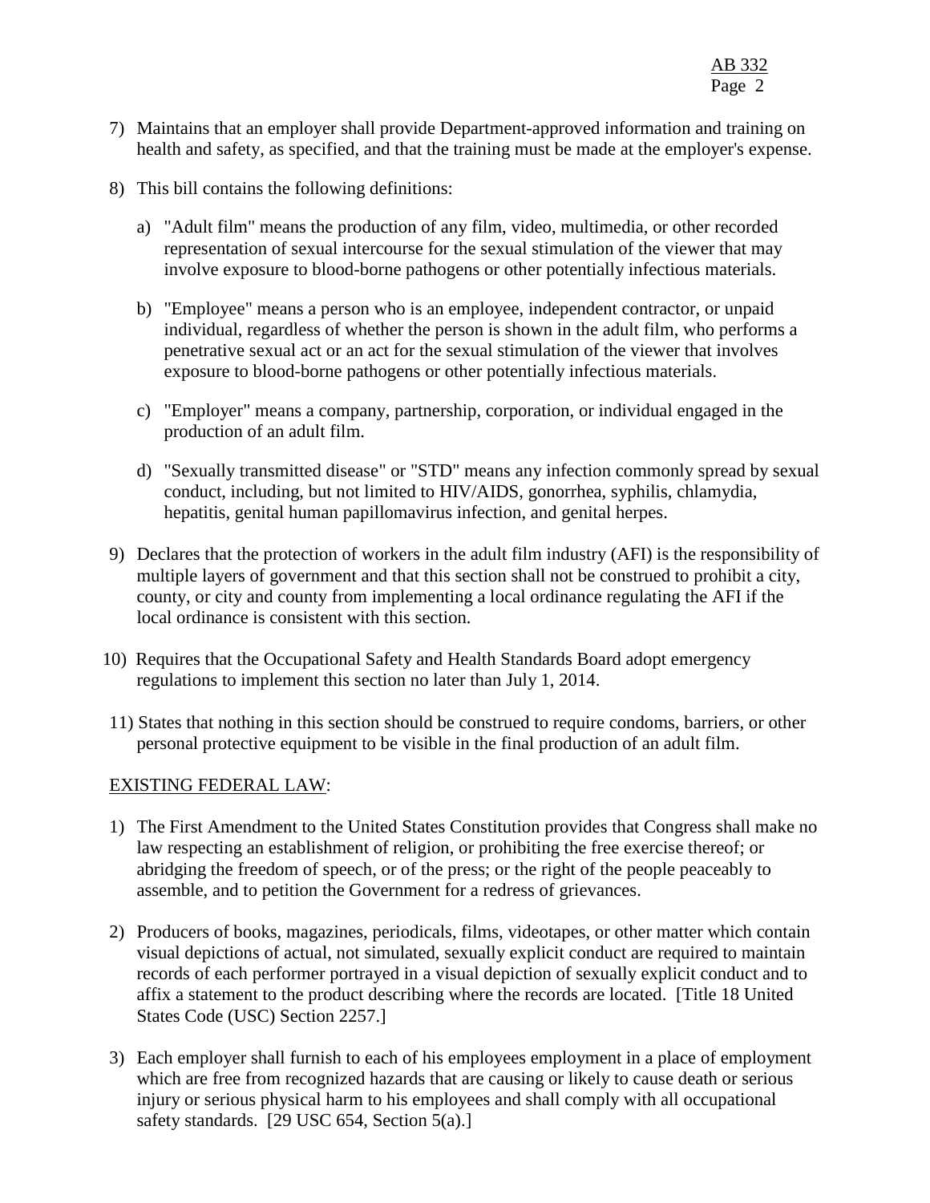7) Maintains that an employer shall provide Department-approved information and training on health and safety, as specified, and that the training must be made at the employer's expense.

8) This bill contains the following definitions:

   a) "Adult film" means the production of any film, video, multimedia, or other recorded representation of sexual intercourse for the sexual stimulation of the viewer that may involve exposure to blood-borne pathogens or other potentially infectious materials.

   b) "Employee" means a person who is an employee, independent contractor, or unpaid individual, regardless of whether the person is shown in the adult film, who performs a penetrative sexual act or an act for the sexual stimulation of the viewer that involves exposure to blood-borne pathogens or other potentially infectious materials.

   c) "Employer" means a company, partnership, corporation, or individual engaged in the production of an adult film.

   d) "Sexually transmitted disease" or "STD" means any infection commonly spread by sexual conduct, including, but not limited to HIV/AIDS, gonorrhea, syphilis, chlamydia, hepatitis, genital human papillomavirus infection, and genital herpes.

9) Declares that the protection of workers in the adult film industry (AFI) is the responsibility of multiple layers of government and that this section shall not be construed to prohibit a city, county, or city and county from implementing a local ordinance regulating the AFI if the local ordinance is consistent with this section.

10) Requires that the Occupational Safety and Health Standards Board adopt emergency regulations to implement this section no later than July 1, 2014.

11) States that nothing in this section should be construed to require condoms, barriers, or other personal protective equipment to be visible in the final production of an adult film.

EXISTING FEDERAL LAW:

1) The First Amendment to the United States Constitution provides that Congress shall make no law respecting an establishment of religion, or prohibiting the free exercise thereof; or abridging the freedom of speech, or of the press; or the right of the people peaceably to assemble, and to petition the Government for a redress of grievances.

2) Producers of books, magazines, periodicals, films, videotapes, or other matter which contain visual depictions of actual, not simulated, sexually explicit conduct are required to maintain records of each performer portrayed in a visual depiction of sexually explicit conduct and to affix a statement to the product describing where the records are located. [Title 18 United States Code (USC) Section 2257.]

3) Each employer shall furnish to each of his employees employment in a place of employment which are free from recognized hazards that are causing or likely to cause death or serious injury or serious physical harm to his employees and shall comply with all occupational safety standards. [29 USC 654, Section 5(a).]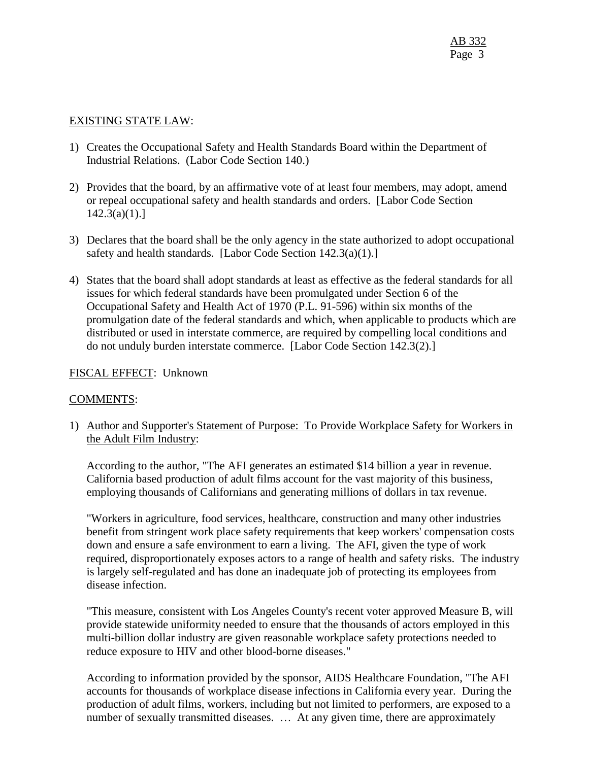EXISTING STATE LAW:

1) Creates the Occupational Safety and Health Standards Board within the Department of Industrial Relations. (Labor Code Section 140.)

2) Provides that the board, by an affirmative vote of at least four members, may adopt, amend or repeal occupational safety and health standards and orders. [Labor Code Section 142.3(a)(1).]

3) Declares that the board shall be the only agency in the state authorized to adopt occupational safety and health standards. [Labor Code Section 142.3(a)(1).]

4) States that the board shall adopt standards at least as effective as the federal standards for all issues for which federal standards have been promulgated under Section 6 of the Occupational Safety and Health Act of 1970 (P.L. 91-596) within six months of the promulgation date of the federal standards and which, when applicable to products which are distributed or used in interstate commerce, are required by compelling local conditions and do not unduly burden interstate commerce. [Labor Code Section 142.3(2).]

FISCAL EFFECT: Unknown

COMMENTS:

1) Author and Supporter's Statement of Purpose: To Provide Workplace Safety for Workers in the Adult Film Industry:

   According to the author, "The AFI generates an estimated $14 billion a year in revenue. California based production of adult films account for the vast majority of this business, employing thousands of Californians and generating millions of dollars in tax revenue.

   "Workers in agriculture, food services, healthcare, construction and many other industries benefit from stringent work place safety requirements that keep workers' compensation costs down and ensure a safe environment to earn a living. The AFI, given the type of work required, disproportionately exposes actors to a range of health and safety risks. The industry is largely self-regulated and has done an inadequate job of protecting its employees from disease infection.

   "This measure, consistent with Los Angeles County's recent voter approved Measure B, will provide statewide uniformity needed to ensure that the thousands of actors employed in this multi-billion dollar industry are given reasonable workplace safety protections needed to reduce exposure to HIV and other blood-borne diseases."

   According to information provided by the sponsor, AIDS Healthcare Foundation, "The AFI accounts for thousands of workplace disease infections in California every year. During the production of adult films, workers, including but not limited to performers, are exposed to a number of sexually transmitted diseases. … At any given time, there are approximately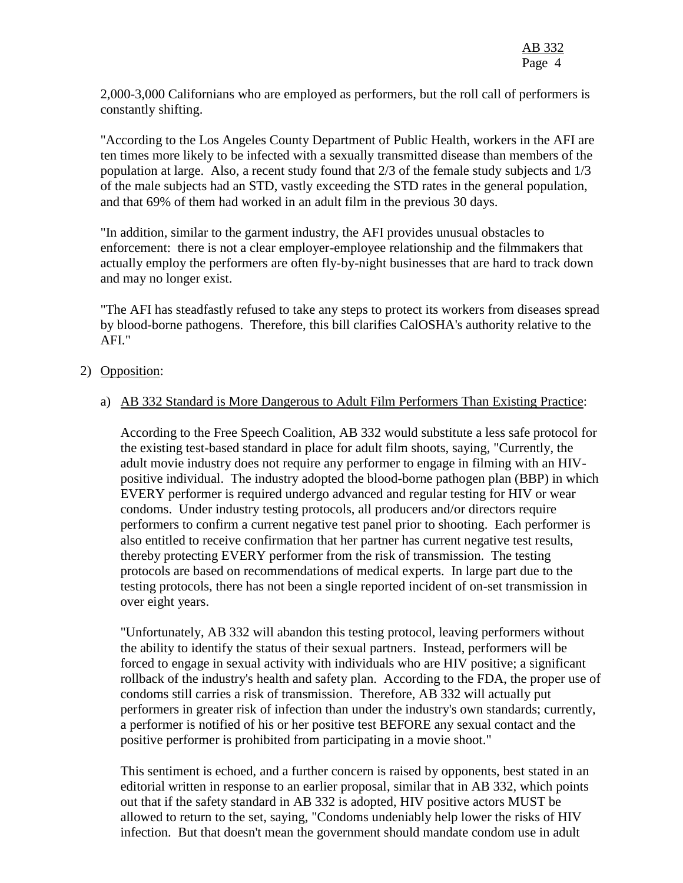2,000-3,000 Californians who are employed as performers, but the roll call of performers is constantly shifting.

"According to the Los Angeles County Department of Public Health, workers in the AFI are ten times more likely to be infected with a sexually transmitted disease than members of the population at large. Also, a recent study found that 2/3 of the female study subjects and 1/3 of the male subjects had an STD, vastly exceeding the STD rates in the general population, and that 69% of them had worked in an adult film in the previous 30 days.

"In addition, similar to the garment industry, the AFI provides unusual obstacles to enforcement: there is not a clear employer-employee relationship and the filmmakers that actually employ the performers are often fly-by-night businesses that are hard to track down and may no longer exist.

"The AFI has steadfastly refused to take any steps to protect its workers from diseases spread by blood-borne pathogens. Therefore, this bill clarifies CalOSHA's authority relative to the AFI."

2) Opposition:

a) AB 332 Standard is More Dangerous to Adult Film Performers Than Existing Practice:

According to the Free Speech Coalition, AB 332 would substitute a less safe protocol for the existing test-based standard in place for adult film shoots, saying, "Currently, the adult movie industry does not require any performer to engage in filming with an HIV-positive individual. The industry adopted the blood-borne pathogen plan (BBP) in which EVERY performer is required undergo advanced and regular testing for HIV or wear condoms. Under industry testing protocols, all producers and/or directors require performers to confirm a current negative test panel prior to shooting. Each performer is also entitled to receive confirmation that her partner has current negative test results, thereby protecting EVERY performer from the risk of transmission. The testing protocols are based on recommendations of medical experts. In large part due to the testing protocols, there has not been a single reported incident of on-set transmission in over eight years.

"Unfortunately, AB 332 will abandon this testing protocol, leaving performers without the ability to identify the status of their sexual partners. Instead, performers will be forced to engage in sexual activity with individuals who are HIV positive; a significant rollback of the industry's health and safety plan. According to the FDA, the proper use of condoms still carries a risk of transmission. Therefore, AB 332 will actually put performers in greater risk of infection than under the industry's own standards; currently, a performer is notified of his or her positive test BEFORE any sexual contact and the positive performer is prohibited from participating in a movie shoot."

This sentiment is echoed, and a further concern is raised by opponents, best stated in an editorial written in response to an earlier proposal, similar that in AB 332, which points out that if the safety standard in AB 332 is adopted, HIV positive actors MUST be allowed to return to the set, saying, "Condoms undeniably help lower the risks of HIV infection. But that doesn't mean the government should mandate condom use in adult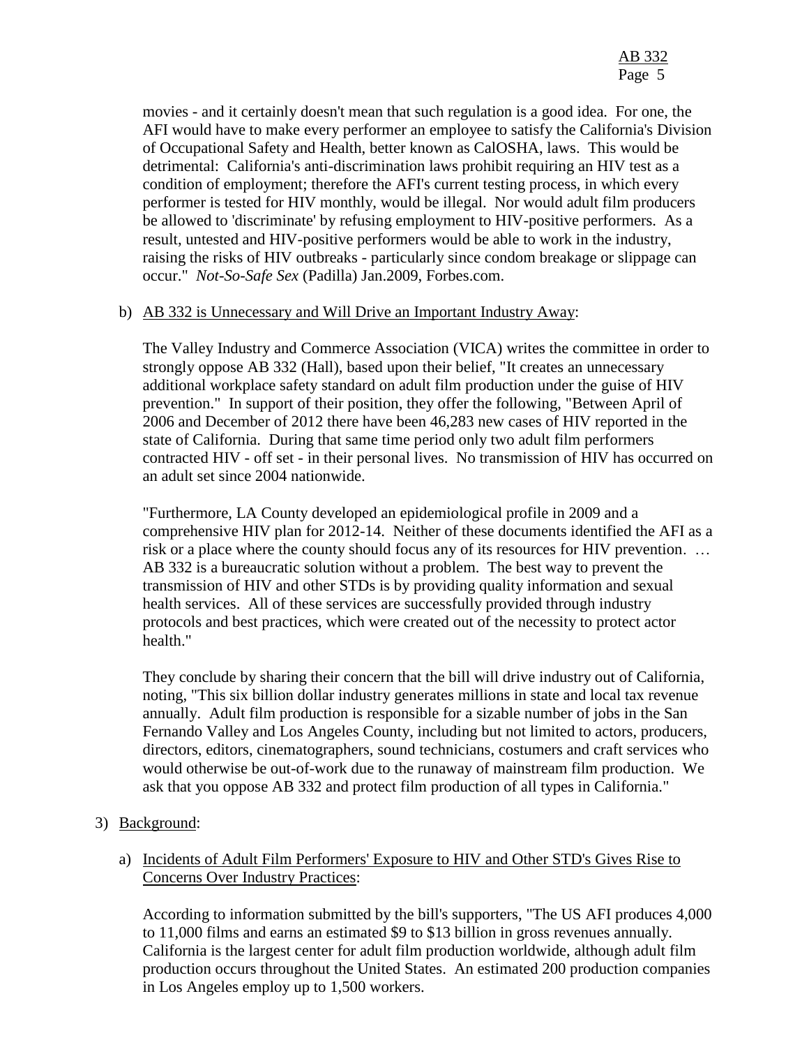movies - and it certainly doesn't mean that such regulation is a good idea. For one, the AFI would have to make every performer an employee to satisfy the California's Division of Occupational Safety and Health, better known as CalOSHA, laws. This would be detrimental: California's anti-discrimination laws prohibit requiring an HIV test as a condition of employment; therefore the AFI's current testing process, in which every performer is tested for HIV monthly, would be illegal. Nor would adult film producers be allowed to 'discriminate' by refusing employment to HIV-positive performers. As a result, untested and HIV-positive performers would be able to work in the industry, raising the risks of HIV outbreaks - particularly since condom breakage or slippage can occur." *Not-So-Safe Sex* (Padilla) Jan.2009, Forbes.com.

b) AB 332 is Unnecessary and Will Drive an Important Industry Away:

The Valley Industry and Commerce Association (VICA) writes the committee in order to strongly oppose AB 332 (Hall), based upon their belief, "It creates an unnecessary additional workplace safety standard on adult film production under the guise of HIV prevention." In support of their position, they offer the following, "Between April of 2006 and December of 2012 there have been 46,283 new cases of HIV reported in the state of California. During that same time period only two adult film performers contracted HIV - off set - in their personal lives. No transmission of HIV has occurred on an adult set since 2004 nationwide.

"Furthermore, LA County developed an epidemiological profile in 2009 and a comprehensive HIV plan for 2012-14. Neither of these documents identified the AFI as a risk or a place where the county should focus any of its resources for HIV prevention. … AB 332 is a bureaucratic solution without a problem. The best way to prevent the transmission of HIV and other STDs is by providing quality information and sexual health services. All of these services are successfully provided through industry protocols and best practices, which were created out of the necessity to protect actor health."

They conclude by sharing their concern that the bill will drive industry out of California, noting, "This six billion dollar industry generates millions in state and local tax revenue annually. Adult film production is responsible for a sizable number of jobs in the San Fernando Valley and Los Angeles County, including but not limited to actors, producers, directors, editors, cinematographers, sound technicians, costumers and craft services who would otherwise be out-of-work due to the runaway of mainstream film production. We ask that you oppose AB 332 and protect film production of all types in California."

3) Background:

a) Incidents of Adult Film Performers' Exposure to HIV and Other STD's Gives Rise to Concerns Over Industry Practices:

According to information submitted by the bill's supporters, "The US AFI produces 4,000 to 11,000 films and earns an estimated $9 to $13 billion in gross revenues annually. California is the largest center for adult film production worldwide, although adult film production occurs throughout the United States. An estimated 200 production companies in Los Angeles employ up to 1,500 workers.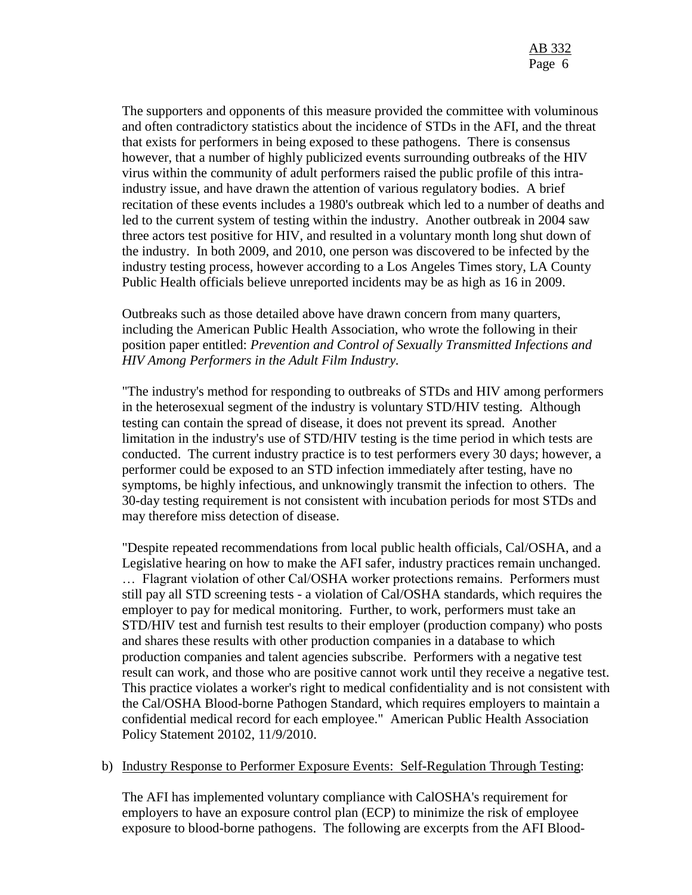The supporters and opponents of this measure provided the committee with voluminous and often contradictory statistics about the incidence of STDs in the AFI, and the threat that exists for performers in being exposed to these pathogens. There is consensus however, that a number of highly publicized events surrounding outbreaks of the HIV virus within the community of adult performers raised the public profile of this intra-industry issue, and have drawn the attention of various regulatory bodies. A brief recitation of these events includes a 1980's outbreak which led to a number of deaths and led to the current system of testing within the industry. Another outbreak in 2004 saw three actors test positive for HIV, and resulted in a voluntary month long shut down of the industry. In both 2009, and 2010, one person was discovered to be infected by the industry testing process, however according to a Los Angeles Times story, LA County Public Health officials believe unreported incidents may be as high as 16 in 2009.

Outbreaks such as those detailed above have drawn concern from many quarters, including the American Public Health Association, who wrote the following in their position paper entitled: *Prevention and Control of Sexually Transmitted Infections and HIV Among Performers in the Adult Film Industry.*

"The industry's method for responding to outbreaks of STDs and HIV among performers in the heterosexual segment of the industry is voluntary STD/HIV testing. Although testing can contain the spread of disease, it does not prevent its spread. Another limitation in the industry's use of STD/HIV testing is the time period in which tests are conducted. The current industry practice is to test performers every 30 days; however, a performer could be exposed to an STD infection immediately after testing, have no symptoms, be highly infectious, and unknowingly transmit the infection to others. The 30-day testing requirement is not consistent with incubation periods for most STDs and may therefore miss detection of disease.

"Despite repeated recommendations from local public health officials, Cal/OSHA, and a Legislative hearing on how to make the AFI safer, industry practices remain unchanged. … Flagrant violation of other Cal/OSHA worker protections remains. Performers must still pay all STD screening tests - a violation of Cal/OSHA standards, which requires the employer to pay for medical monitoring. Further, to work, performers must take an STD/HIV test and furnish test results to their employer (production company) who posts and shares these results with other production companies in a database to which production companies and talent agencies subscribe. Performers with a negative test result can work, and those who are positive cannot work until they receive a negative test. This practice violates a worker's right to medical confidentiality and is not consistent with the Cal/OSHA Blood-borne Pathogen Standard, which requires employers to maintain a confidential medical record for each employee." American Public Health Association Policy Statement 20102, 11/9/2010.

b) Industry Response to Performer Exposure Events: Self-Regulation Through Testing:

The AFI has implemented voluntary compliance with CalOSHA's requirement for employers to have an exposure control plan (ECP) to minimize the risk of employee exposure to blood-borne pathogens. The following are excerpts from the AFI Blood-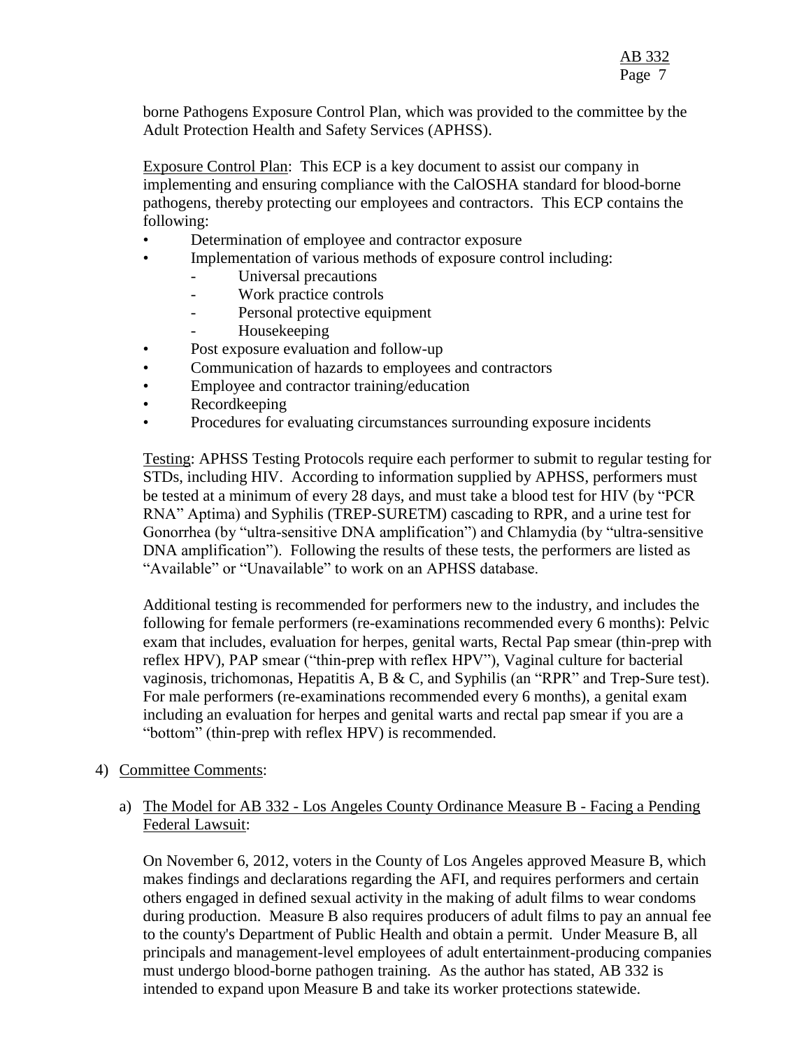borne Pathogens Exposure Control Plan, which was provided to the committee by the Adult Protection Health and Safety Services (APHSS).

Exposure Control Plan: This ECP is a key document to assist our company in implementing and ensuring compliance with the CalOSHA standard for blood-borne pathogens, thereby protecting our employees and contractors. This ECP contains the following:

- Determination of employee and contractor exposure
- Implementation of various methods of exposure control including:
  - Universal precautions
  - Work practice controls
  - Personal protective equipment
  - Housekeeping
- Post exposure evaluation and follow-up
- Communication of hazards to employees and contractors
- Employee and contractor training/education
- Recordkeeping
- Procedures for evaluating circumstances surrounding exposure incidents

Testing: APHSS Testing Protocols require each performer to submit to regular testing for STDs, including HIV. According to information supplied by APHSS, performers must be tested at a minimum of every 28 days, and must take a blood test for HIV (by "PCR RNA" Aptima) and Syphilis (TREP-SURETM) cascading to RPR, and a urine test for Gonorrhea (by "ultra-sensitive DNA amplification") and Chlamydia (by "ultra-sensitive DNA amplification"). Following the results of these tests, the performers are listed as "Available" or "Unavailable" to work on an APHSS database.

Additional testing is recommended for performers new to the industry, and includes the following for female performers (re-examinations recommended every 6 months): Pelvic exam that includes, evaluation for herpes, genital warts, Rectal Pap smear (thin-prep with reflex HPV), PAP smear ("thin-prep with reflex HPV"), Vaginal culture for bacterial vaginosis, trichomonas, Hepatitis A, B & C, and Syphilis (an "RPR" and Trep-Sure test). For male performers (re-examinations recommended every 6 months), a genital exam including an evaluation for herpes and genital warts and rectal pap smear if you are a "bottom" (thin-prep with reflex HPV) is recommended.

4) Committee Comments:

   a) The Model for AB 332 - Los Angeles County Ordinance Measure B - Facing a Pending Federal Lawsuit:

   On November 6, 2012, voters in the County of Los Angeles approved Measure B, which makes findings and declarations regarding the AFI, and requires performers and certain others engaged in defined sexual activity in the making of adult films to wear condoms during production. Measure B also requires producers of adult films to pay an annual fee to the county's Department of Public Health and obtain a permit. Under Measure B, all principals and management-level employees of adult entertainment-producing companies must undergo blood-borne pathogen training. As the author has stated, AB 332 is intended to expand upon Measure B and take its worker protections statewide.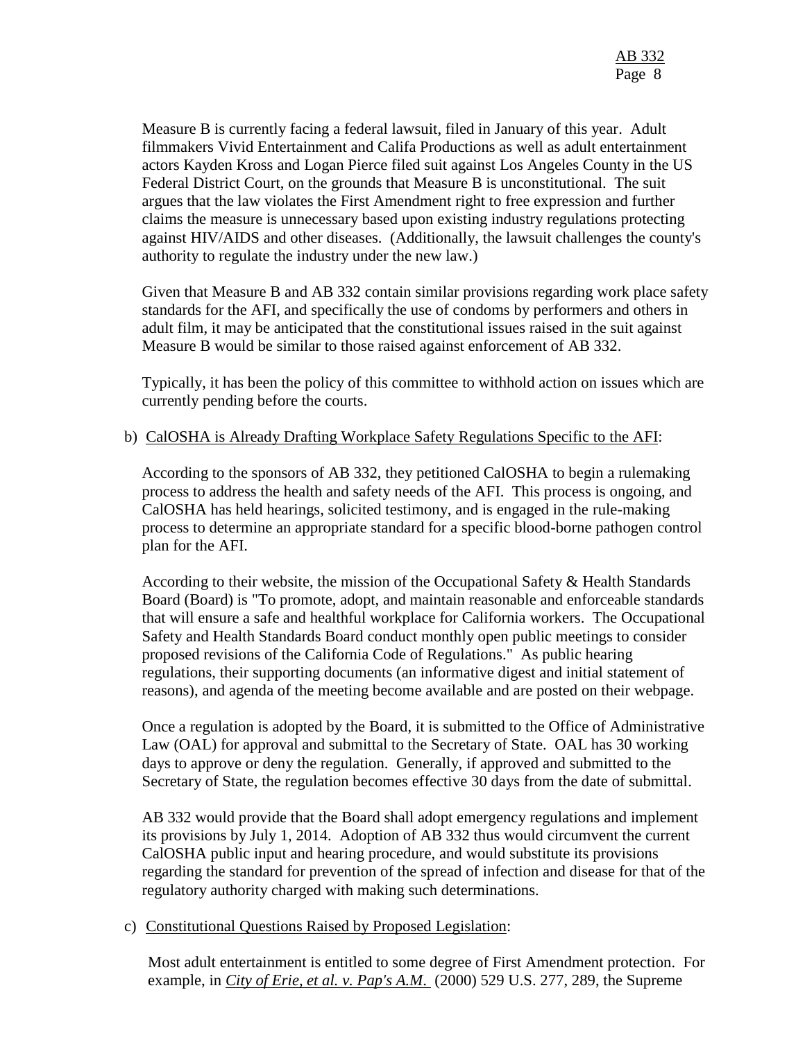Measure B is currently facing a federal lawsuit, filed in January of this year. Adult filmmakers Vivid Entertainment and Califa Productions as well as adult entertainment actors Kayden Kross and Logan Pierce filed suit against Los Angeles County in the US Federal District Court, on the grounds that Measure B is unconstitutional. The suit argues that the law violates the First Amendment right to free expression and further claims the measure is unnecessary based upon existing industry regulations protecting against HIV/AIDS and other diseases. (Additionally, the lawsuit challenges the county's authority to regulate the industry under the new law.)

Given that Measure B and AB 332 contain similar provisions regarding work place safety standards for the AFI, and specifically the use of condoms by performers and others in adult film, it may be anticipated that the constitutional issues raised in the suit against Measure B would be similar to those raised against enforcement of AB 332.

Typically, it has been the policy of this committee to withhold action on issues which are currently pending before the courts.

b) CalOSHA is Already Drafting Workplace Safety Regulations Specific to the AFI:

According to the sponsors of AB 332, they petitioned CalOSHA to begin a rulemaking process to address the health and safety needs of the AFI. This process is ongoing, and CalOSHA has held hearings, solicited testimony, and is engaged in the rule-making process to determine an appropriate standard for a specific blood-borne pathogen control plan for the AFI.

According to their website, the mission of the Occupational Safety & Health Standards Board (Board) is "To promote, adopt, and maintain reasonable and enforceable standards that will ensure a safe and healthful workplace for California workers. The Occupational Safety and Health Standards Board conduct monthly open public meetings to consider proposed revisions of the California Code of Regulations." As public hearing regulations, their supporting documents (an informative digest and initial statement of reasons), and agenda of the meeting become available and are posted on their webpage.

Once a regulation is adopted by the Board, it is submitted to the Office of Administrative Law (OAL) for approval and submittal to the Secretary of State. OAL has 30 working days to approve or deny the regulation. Generally, if approved and submitted to the Secretary of State, the regulation becomes effective 30 days from the date of submittal.

AB 332 would provide that the Board shall adopt emergency regulations and implement its provisions by July 1, 2014. Adoption of AB 332 thus would circumvent the current CalOSHA public input and hearing procedure, and would substitute its provisions regarding the standard for prevention of the spread of infection and disease for that of the regulatory authority charged with making such determinations.

c) Constitutional Questions Raised by Proposed Legislation:

Most adult entertainment is entitled to some degree of First Amendment protection. For example, in *City of Erie, et al. v. Pap's A.M.* (2000) 529 U.S. 277, 289, the Supreme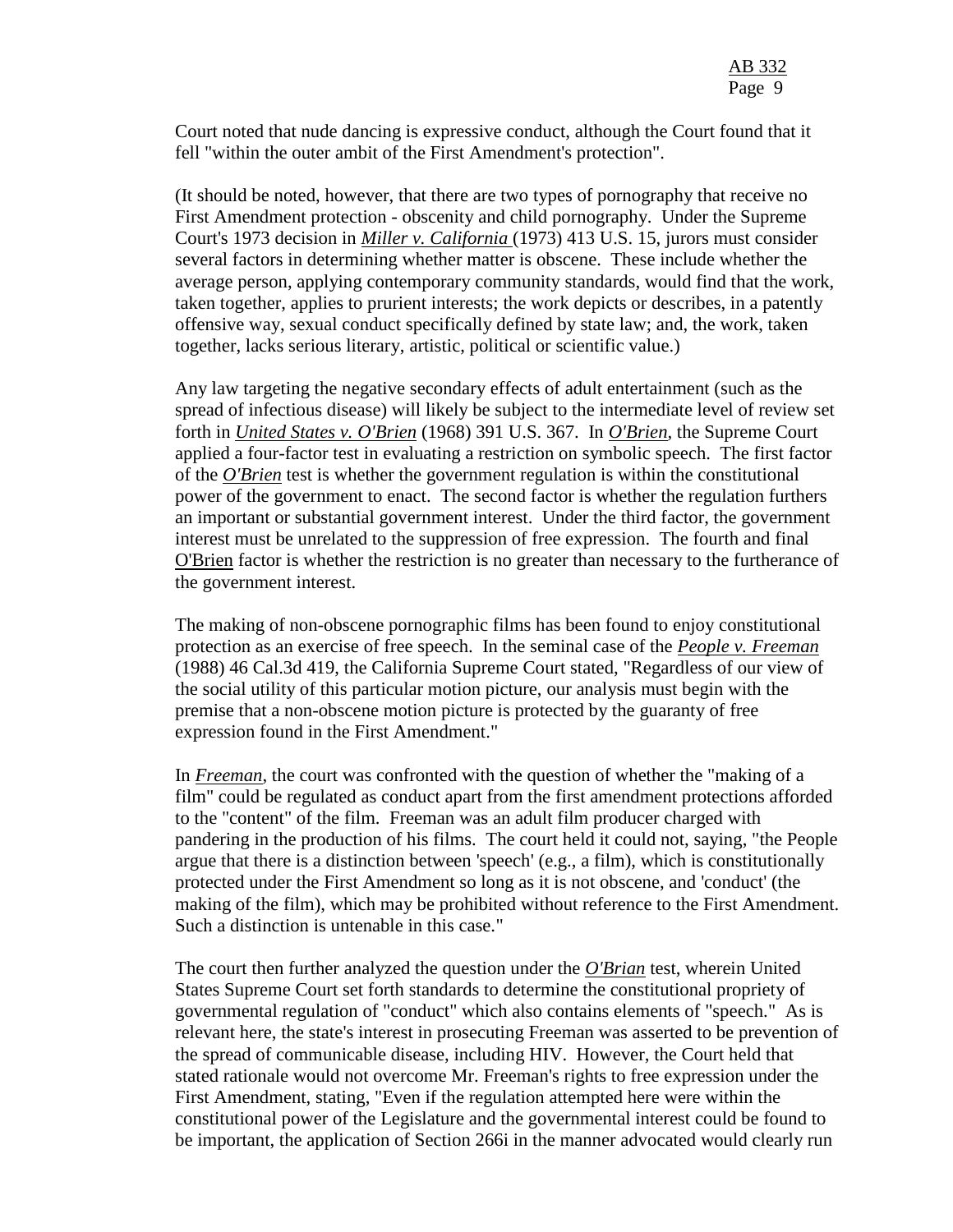Court noted that nude dancing is expressive conduct, although the Court found that it fell "within the outer ambit of the First Amendment's protection".

(It should be noted, however, that there are two types of pornography that receive no First Amendment protection - obscenity and child pornography. Under the Supreme Court's 1973 decision in ***Miller v. California*** (1973) 413 U.S. 15, jurors must consider several factors in determining whether matter is obscene. These include whether the average person, applying contemporary community standards, would find that the work, taken together, applies to prurient interests; the work depicts or describes, in a patently offensive way, sexual conduct specifically defined by state law; and, the work, taken together, lacks serious literary, artistic, political or scientific value.)

Any law targeting the negative secondary effects of adult entertainment (such as the spread of infectious disease) will likely be subject to the intermediate level of review set forth in ***United States v. O'Brien*** (1968) 391 U.S. 367. In ***O'Brien***, the Supreme Court applied a four-factor test in evaluating a restriction on symbolic speech. The first factor of the ***O'Brien*** test is whether the government regulation is within the constitutional power of the government to enact. The second factor is whether the regulation furthers an important or substantial government interest. Under the third factor, the government interest must be unrelated to the suppression of free expression. The fourth and final O'Brien factor is whether the restriction is no greater than necessary to the furtherance of the government interest.

The making of non-obscene pornographic films has been found to enjoy constitutional protection as an exercise of free speech. In the seminal case of the ***People v. Freeman*** (1988) 46 Cal.3d 419, the California Supreme Court stated, "Regardless of our view of the social utility of this particular motion picture, our analysis must begin with the premise that a non-obscene motion picture is protected by the guaranty of free expression found in the First Amendment."

In ***Freeman***, the court was confronted with the question of whether the "making of a film" could be regulated as conduct apart from the first amendment protections afforded to the "content" of the film. Freeman was an adult film producer charged with pandering in the production of his films. The court held it could not, saying, "the People argue that there is a distinction between 'speech' (e.g., a film), which is constitutionally protected under the First Amendment so long as it is not obscene, and 'conduct' (the making of the film), which may be prohibited without reference to the First Amendment. Such a distinction is untenable in this case."

The court then further analyzed the question under the ***O'Brian*** test, wherein United States Supreme Court set forth standards to determine the constitutional propriety of governmental regulation of "conduct" which also contains elements of "speech." As is relevant here, the state's interest in prosecuting Freeman was asserted to be prevention of the spread of communicable disease, including HIV. However, the Court held that stated rationale would not overcome Mr. Freeman's rights to free expression under the First Amendment, stating, "Even if the regulation attempted here were within the constitutional power of the Legislature and the governmental interest could be found to be important, the application of Section 266i in the manner advocated would clearly run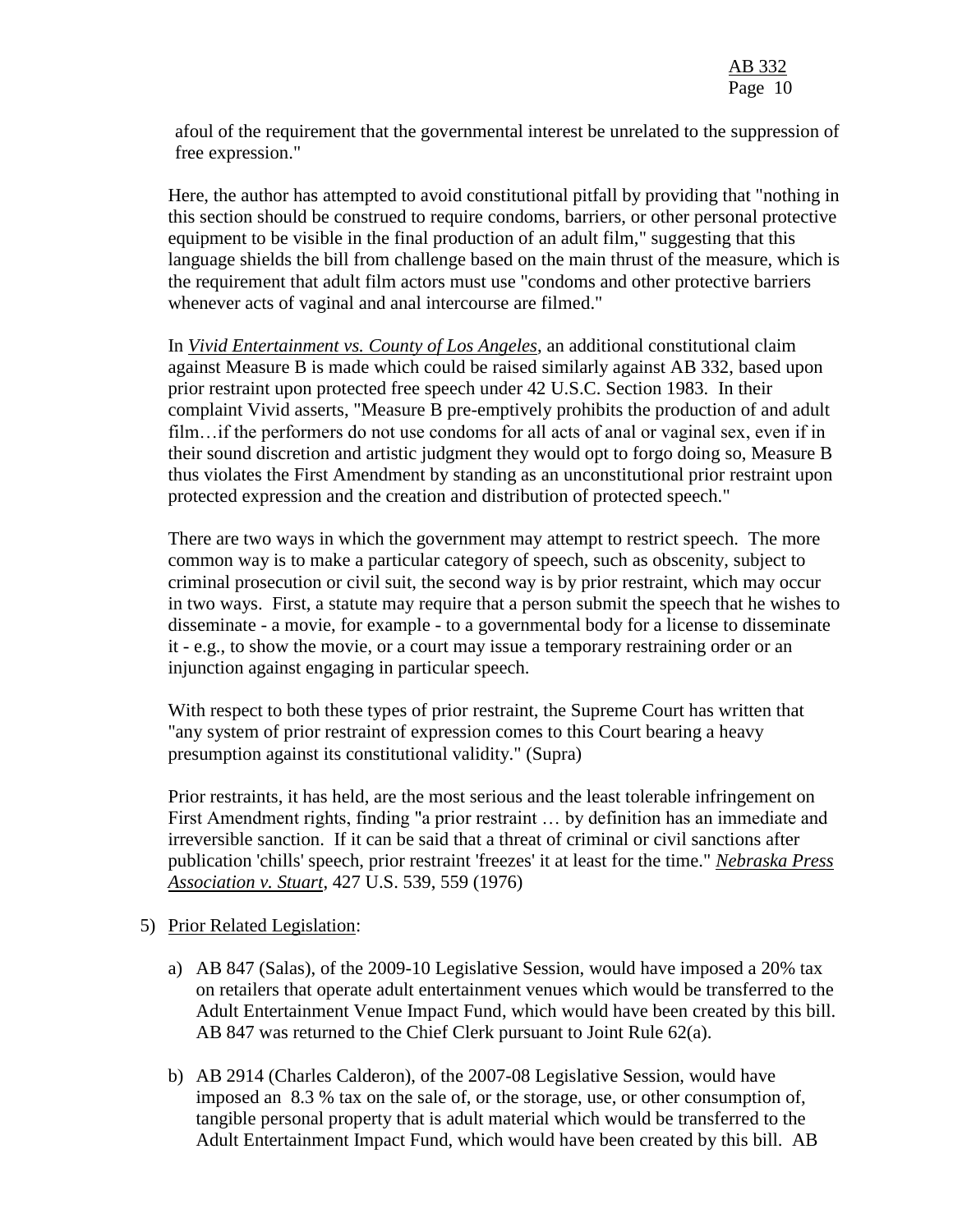afoul of the requirement that the governmental interest be unrelated to the suppression of free expression."

Here, the author has attempted to avoid constitutional pitfall by providing that "nothing in this section should be construed to require condoms, barriers, or other personal protective equipment to be visible in the final production of an adult film," suggesting that this language shields the bill from challenge based on the main thrust of the measure, which is the requirement that adult film actors must use "condoms and other protective barriers whenever acts of vaginal and anal intercourse are filmed."

In *Vivid Entertainment vs. County of Los Angeles*, an additional constitutional claim against Measure B is made which could be raised similarly against AB 332, based upon prior restraint upon protected free speech under 42 U.S.C. Section 1983. In their complaint Vivid asserts, "Measure B pre-emptively prohibits the production of and adult film…if the performers do not use condoms for all acts of anal or vaginal sex, even if in their sound discretion and artistic judgment they would opt to forgo doing so, Measure B thus violates the First Amendment by standing as an unconstitutional prior restraint upon protected expression and the creation and distribution of protected speech."

There are two ways in which the government may attempt to restrict speech. The more common way is to make a particular category of speech, such as obscenity, subject to criminal prosecution or civil suit, the second way is by prior restraint, which may occur in two ways. First, a statute may require that a person submit the speech that he wishes to disseminate - a movie, for example - to a governmental body for a license to disseminate it - e.g., to show the movie, or a court may issue a temporary restraining order or an injunction against engaging in particular speech.

With respect to both these types of prior restraint, the Supreme Court has written that "any system of prior restraint of expression comes to this Court bearing a heavy presumption against its constitutional validity." (Supra)

Prior restraints, it has held, are the most serious and the least tolerable infringement on First Amendment rights, finding "a prior restraint … by definition has an immediate and irreversible sanction. If it can be said that a threat of criminal or civil sanctions after publication 'chills' speech, prior restraint 'freezes' it at least for the time." *Nebraska Press Association v. Stuart*, 427 U.S. 539, 559 (1976)

5) Prior Related Legislation:

   a) AB 847 (Salas), of the 2009-10 Legislative Session, would have imposed a 20% tax on retailers that operate adult entertainment venues which would be transferred to the Adult Entertainment Venue Impact Fund, which would have been created by this bill. AB 847 was returned to the Chief Clerk pursuant to Joint Rule 62(a).

   b) AB 2914 (Charles Calderon), of the 2007-08 Legislative Session, would have imposed an 8.3 % tax on the sale of, or the storage, use, or other consumption of, tangible personal property that is adult material which would be transferred to the Adult Entertainment Impact Fund, which would have been created by this bill. AB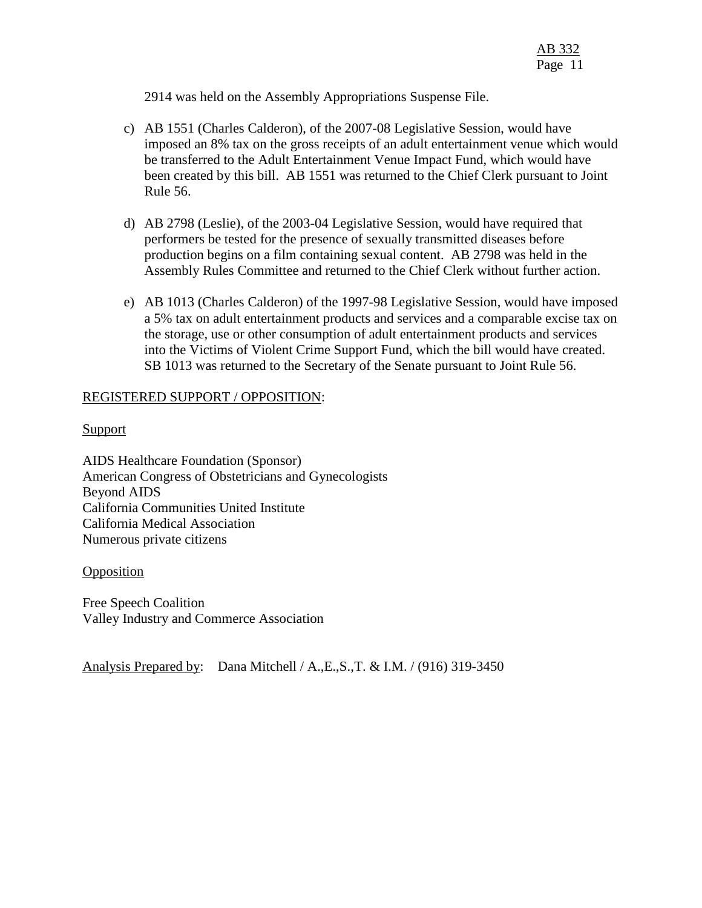2914 was held on the Assembly Appropriations Suspense File.

c) AB 1551 (Charles Calderon), of the 2007-08 Legislative Session, would have imposed an 8% tax on the gross receipts of an adult entertainment venue which would be transferred to the Adult Entertainment Venue Impact Fund, which would have been created by this bill. AB 1551 was returned to the Chief Clerk pursuant to Joint Rule 56.

d) AB 2798 (Leslie), of the 2003-04 Legislative Session, would have required that performers be tested for the presence of sexually transmitted diseases before production begins on a film containing sexual content. AB 2798 was held in the Assembly Rules Committee and returned to the Chief Clerk without further action.

e) AB 1013 (Charles Calderon) of the 1997-98 Legislative Session, would have imposed a 5% tax on adult entertainment products and services and a comparable excise tax on the storage, use or other consumption of adult entertainment products and services into the Victims of Violent Crime Support Fund, which the bill would have created. SB 1013 was returned to the Secretary of the Senate pursuant to Joint Rule 56.

REGISTERED SUPPORT / OPPOSITION:

Support

AIDS Healthcare Foundation (Sponsor)
American Congress of Obstetricians and Gynecologists
Beyond AIDS
California Communities United Institute
California Medical Association
Numerous private citizens

Opposition

Free Speech Coalition
Valley Industry and Commerce Association

Analysis Prepared by: Dana Mitchell / A.,E.,S.,T. & I.M. / (916) 319-3450